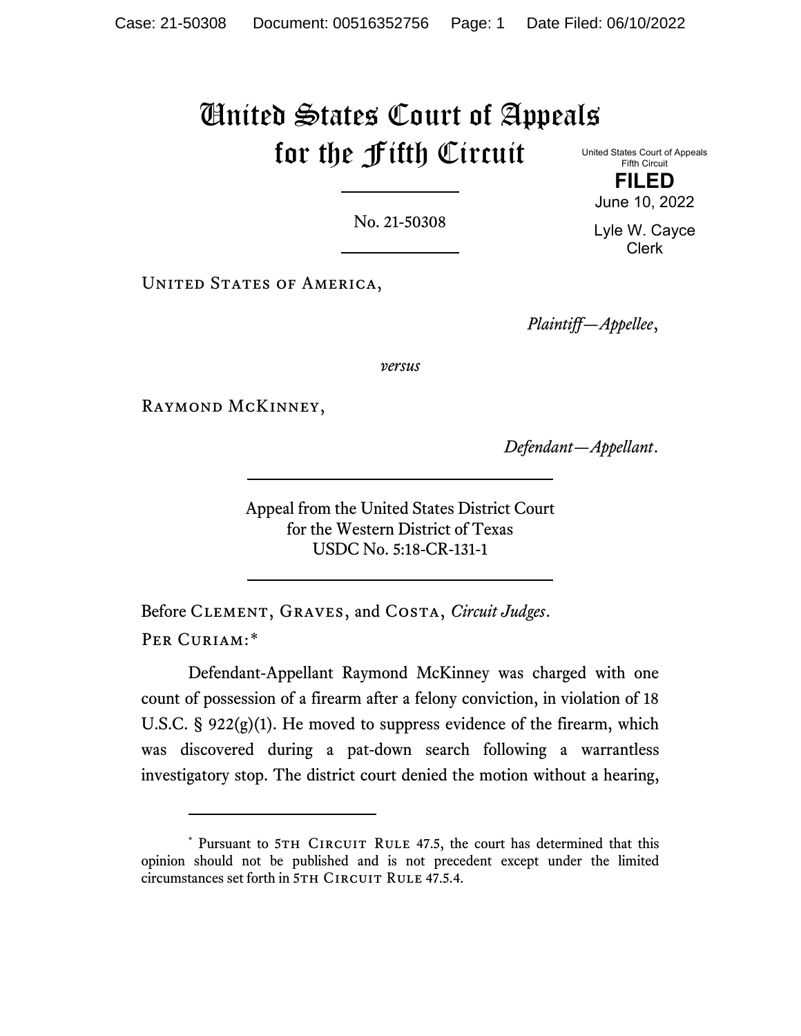# United States Court of Appeals for the Fifth Circuit

United States Court of Appeals
Fifth Circuit

**FILED**

June 10, 2022

Lyle W. Cayce
Clerk

No. 21-50308

United States of America,

*Plaintiff—Appellee*,

*versus*

Raymond McKinney,

*Defendant—Appellant*.

Appeal from the United States District Court
for the Western District of Texas
USDC No. 5:18-CR-131-1

Before Clement, Graves, and Costa, *Circuit Judges*.

Per Curiam:*

Defendant-Appellant Raymond McKinney was charged with one count of possession of a firearm after a felony conviction, in violation of 18 U.S.C. § 922(g)(1). He moved to suppress evidence of the firearm, which was discovered during a pat-down search following a warrantless investigatory stop. The district court denied the motion without a hearing,

---

\* Pursuant to 5th Circuit Rule 47.5, the court has determined that this opinion should not be published and is not precedent except under the limited circumstances set forth in 5th Circuit Rule 47.5.4.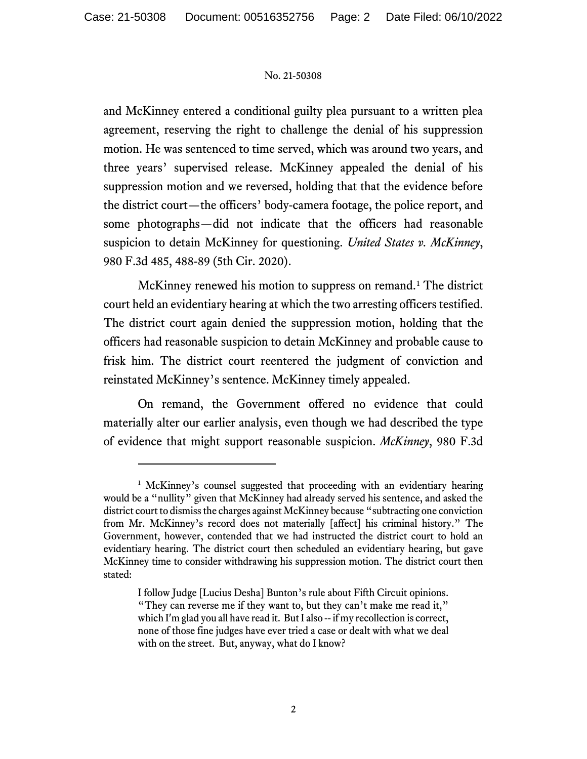and McKinney entered a conditional guilty plea pursuant to a written plea agreement, reserving the right to challenge the denial of his suppression motion. He was sentenced to time served, which was around two years, and three years' supervised release. McKinney appealed the denial of his suppression motion and we reversed, holding that that the evidence before the district court—the officers' body-camera footage, the police report, and some photographs—did not indicate that the officers had reasonable suspicion to detain McKinney for questioning. *United States v. McKinney*, 980 F.3d 485, 488-89 (5th Cir. 2020).

McKinney renewed his motion to suppress on remand.[1] The district court held an evidentiary hearing at which the two arresting officers testified. The district court again denied the suppression motion, holding that the officers had reasonable suspicion to detain McKinney and probable cause to frisk him. The district court reentered the judgment of conviction and reinstated McKinney's sentence. McKinney timely appealed.

On remand, the Government offered no evidence that could materially alter our earlier analysis, even though we had described the type of evidence that might support reasonable suspicion. *McKinney*, 980 F.3d

---

[1] McKinney's counsel suggested that proceeding with an evidentiary hearing would be a "nullity" given that McKinney had already served his sentence, and asked the district court to dismiss the charges against McKinney because "subtracting one conviction from Mr. McKinney's record does not materially [affect] his criminal history." The Government, however, contended that we had instructed the district court to hold an evidentiary hearing. The district court then scheduled an evidentiary hearing, but gave McKinney time to consider withdrawing his suppression motion. The district court then stated:

> I follow Judge [Lucius Desha] Bunton's rule about Fifth Circuit opinions. "They can reverse me if they want to, but they can't make me read it," which I'm glad you all have read it. But I also -- if my recollection is correct, none of those fine judges have ever tried a case or dealt with what we deal with on the street. But, anyway, what do I know?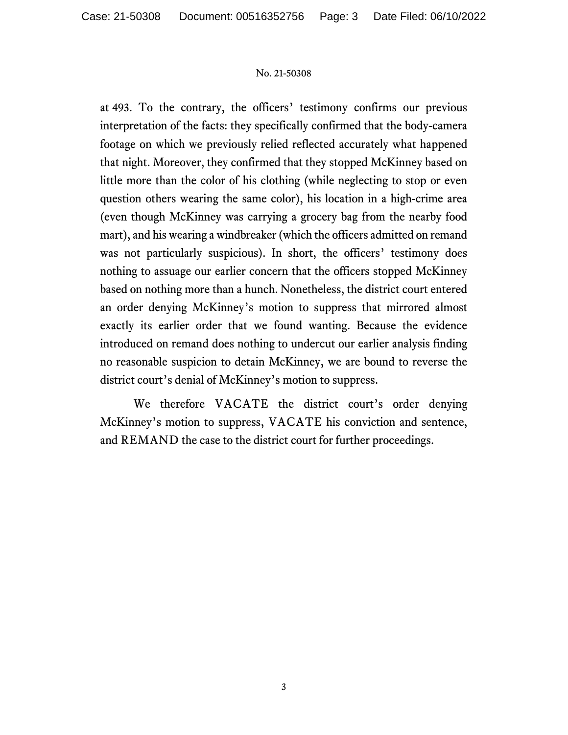at 493. To the contrary, the officers' testimony confirms our previous interpretation of the facts: they specifically confirmed that the body-camera footage on which we previously relied reflected accurately what happened that night. Moreover, they confirmed that they stopped McKinney based on little more than the color of his clothing (while neglecting to stop or even question others wearing the same color), his location in a high-crime area (even though McKinney was carrying a grocery bag from the nearby food mart), and his wearing a windbreaker (which the officers admitted on remand was not particularly suspicious). In short, the officers' testimony does nothing to assuage our earlier concern that the officers stopped McKinney based on nothing more than a hunch. Nonetheless, the district court entered an order denying McKinney's motion to suppress that mirrored almost exactly its earlier order that we found wanting. Because the evidence introduced on remand does nothing to undercut our earlier analysis finding no reasonable suspicion to detain McKinney, we are bound to reverse the district court's denial of McKinney's motion to suppress.

We therefore VACATE the district court's order denying McKinney's motion to suppress, VACATE his conviction and sentence, and REMAND the case to the district court for further proceedings.